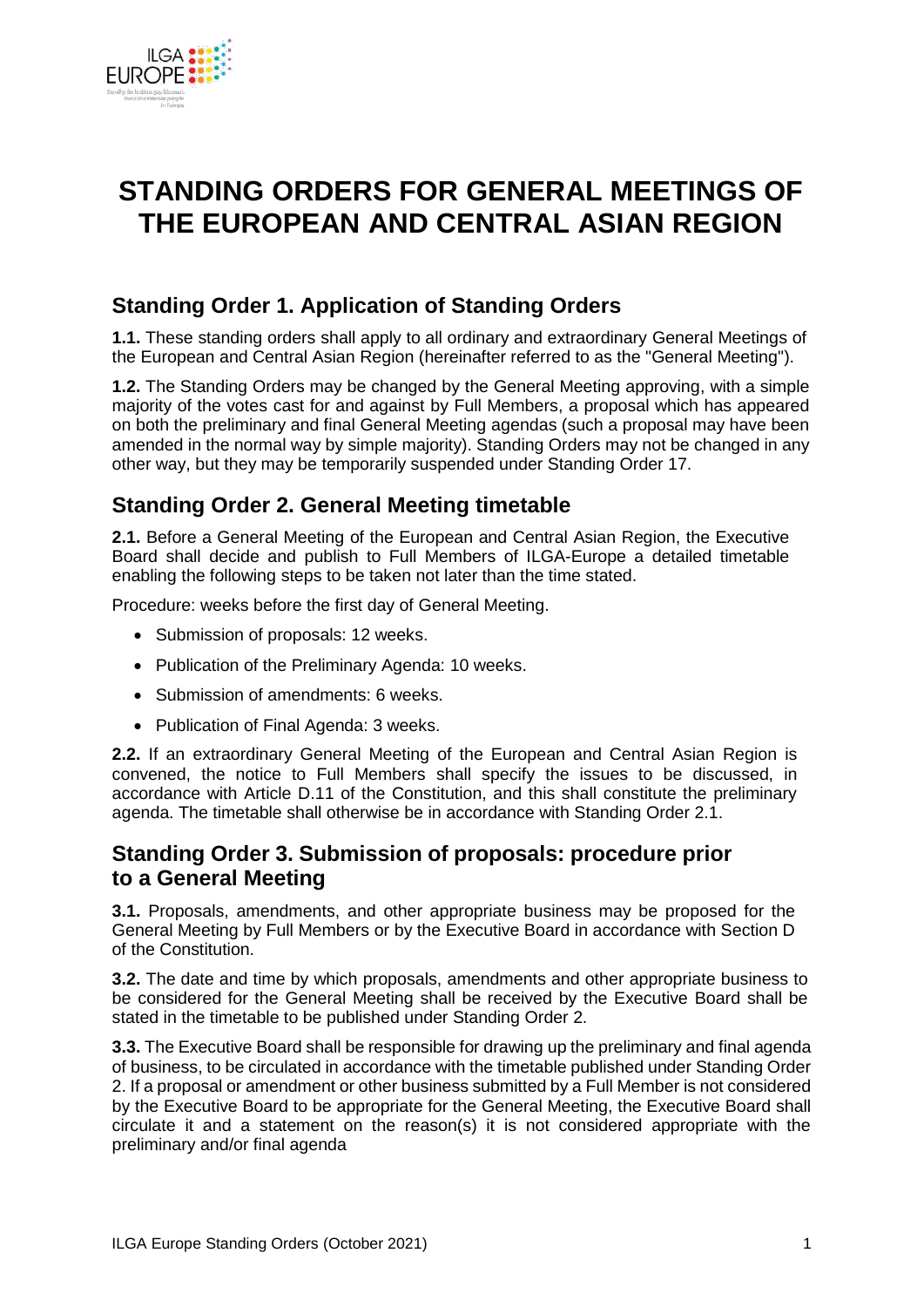# STANDING ORDERS FOR GENERAL MEETINGS OF THE EUROPEAN AND CENTRAL ASIAN REGION

## Standing Order 1. Application of Standing Orders

**1.1.** These standing orders shall apply to all ordinary and extraordinary General Meetings of the European and Central Asian Region (hereinafter referred to as the "General Meeting").

**1.2.** The Standing Orders may be changed by the General Meeting approving, with a simple majority of the votes cast for and against by Full Members, a proposal which has appeared on both the preliminary and final General Meeting agendas (such a proposal may have been amended in the normal way by simple majority). Standing Orders may not be changed in any other way, but they may be temporarily suspended under Standing Order 17.

## Standing Order 2. General Meeting timetable

**2.1.** Before a General Meeting of the European and Central Asian Region, the Executive Board shall decide and publish to Full Members of ILGA-Europe a detailed timetable enabling the following steps to be taken not later than the time stated.

Procedure: weeks before the first day of General Meeting.

- Submission of proposals: 12 weeks.
- Publication of the Preliminary Agenda: 10 weeks.
- Submission of amendments: 6 weeks.
- Publication of Final Agenda: 3 weeks.

**2.2.** If an extraordinary General Meeting of the European and Central Asian Region is convened, the notice to Full Members shall specify the issues to be discussed, in accordance with Article D.11 of the Constitution, and this shall constitute the preliminary agenda. The timetable shall otherwise be in accordance with Standing Order 2.1.

## Standing Order 3. Submission of proposals: procedure prior to a General Meeting

**3.1.** Proposals, amendments, and other appropriate business may be proposed for the General Meeting by Full Members or by the Executive Board in accordance with Section D of the Constitution.

**3.2.** The date and time by which proposals, amendments and other appropriate business to be considered for the General Meeting shall be received by the Executive Board shall be stated in the timetable to be published under Standing Order 2.

**3.3.** The Executive Board shall be responsible for drawing up the preliminary and final agenda of business, to be circulated in accordance with the timetable published under Standing Order 2. If a proposal or amendment or other business submitted by a Full Member is not considered by the Executive Board to be appropriate for the General Meeting, the Executive Board shall circulate it and a statement on the reason(s) it is not considered appropriate with the preliminary and/or final agenda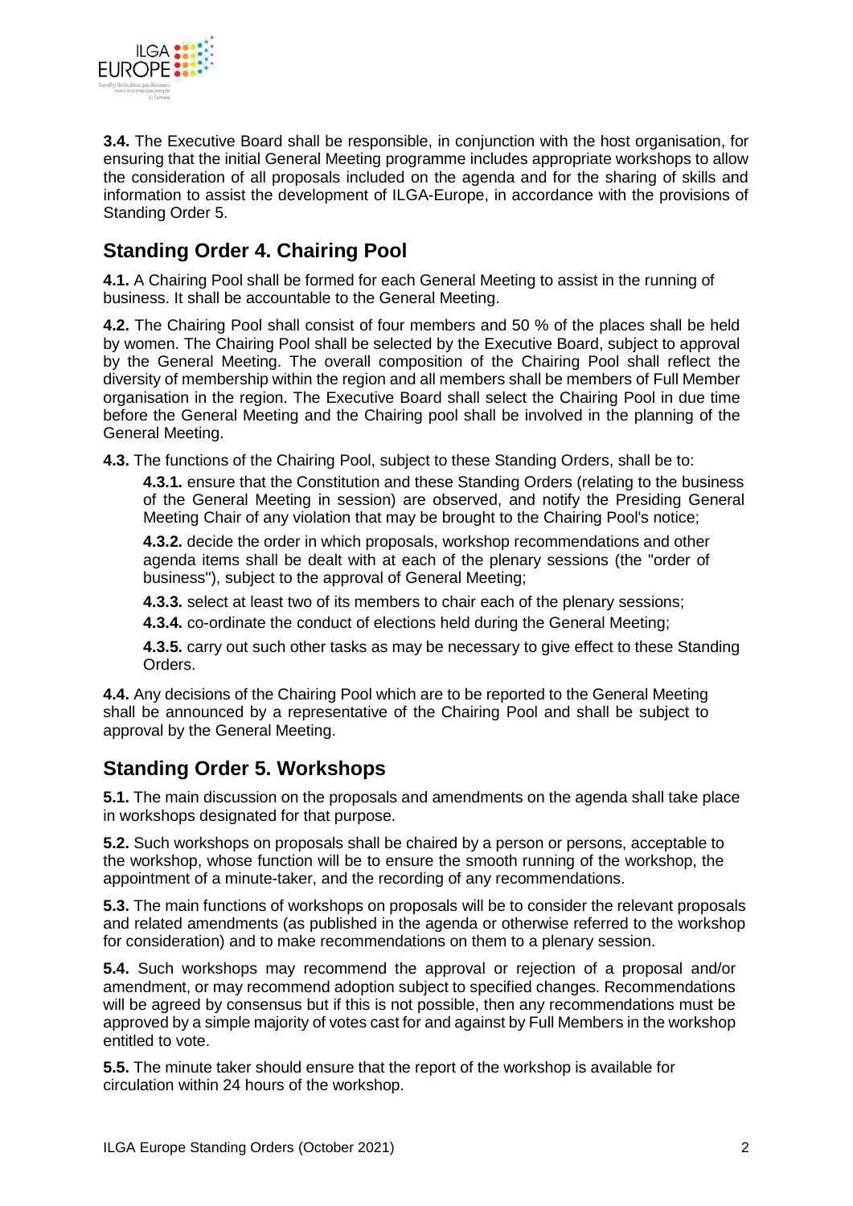**3.4.** The Executive Board shall be responsible, in conjunction with the host organisation, for ensuring that the initial General Meeting programme includes appropriate workshops to allow the consideration of all proposals included on the agenda and for the sharing of skills and information to assist the development of ILGA-Europe, in accordance with the provisions of Standing Order 5.

## Standing Order 4. Chairing Pool

**4.1.** A Chairing Pool shall be formed for each General Meeting to assist in the running of business. It shall be accountable to the General Meeting.

**4.2.** The Chairing Pool shall consist of four members and 50 % of the places shall be held by women. The Chairing Pool shall be selected by the Executive Board, subject to approval by the General Meeting. The overall composition of the Chairing Pool shall reflect the diversity of membership within the region and all members shall be members of Full Member organisation in the region. The Executive Board shall select the Chairing Pool in due time before the General Meeting and the Chairing pool shall be involved in the planning of the General Meeting.

**4.3.** The functions of the Chairing Pool, subject to these Standing Orders, shall be to:

**4.3.1.** ensure that the Constitution and these Standing Orders (relating to the business of the General Meeting in session) are observed, and notify the Presiding General Meeting Chair of any violation that may be brought to the Chairing Pool's notice;

**4.3.2.** decide the order in which proposals, workshop recommendations and other agenda items shall be dealt with at each of the plenary sessions (the "order of business"), subject to the approval of General Meeting;

**4.3.3.** select at least two of its members to chair each of the plenary sessions;

**4.3.4.** co-ordinate the conduct of elections held during the General Meeting;

**4.3.5.** carry out such other tasks as may be necessary to give effect to these Standing Orders.

**4.4.** Any decisions of the Chairing Pool which are to be reported to the General Meeting shall be announced by a representative of the Chairing Pool and shall be subject to approval by the General Meeting.

## Standing Order 5. Workshops

**5.1.** The main discussion on the proposals and amendments on the agenda shall take place in workshops designated for that purpose.

**5.2.** Such workshops on proposals shall be chaired by a person or persons, acceptable to the workshop, whose function will be to ensure the smooth running of the workshop, the appointment of a minute-taker, and the recording of any recommendations.

**5.3.** The main functions of workshops on proposals will be to consider the relevant proposals and related amendments (as published in the agenda or otherwise referred to the workshop for consideration) and to make recommendations on them to a plenary session.

**5.4.** Such workshops may recommend the approval or rejection of a proposal and/or amendment, or may recommend adoption subject to specified changes. Recommendations will be agreed by consensus but if this is not possible, then any recommendations must be approved by a simple majority of votes cast for and against by Full Members in the workshop entitled to vote.

**5.5.** The minute taker should ensure that the report of the workshop is available for circulation within 24 hours of the workshop.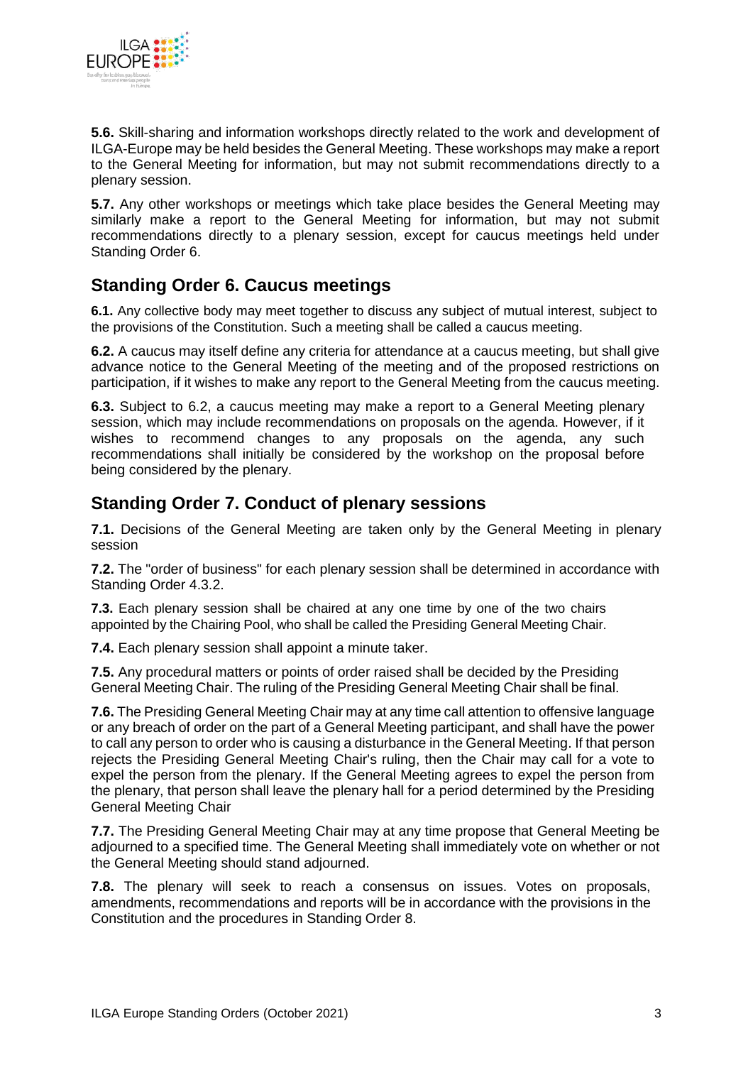**5.6.** Skill-sharing and information workshops directly related to the work and development of ILGA-Europe may be held besides the General Meeting. These workshops may make a report to the General Meeting for information, but may not submit recommendations directly to a plenary session.

**5.7.** Any other workshops or meetings which take place besides the General Meeting may similarly make a report to the General Meeting for information, but may not submit recommendations directly to a plenary session, except for caucus meetings held under Standing Order 6.

## Standing Order 6. Caucus meetings

**6.1.** Any collective body may meet together to discuss any subject of mutual interest, subject to the provisions of the Constitution. Such a meeting shall be called a caucus meeting.

**6.2.** A caucus may itself define any criteria for attendance at a caucus meeting, but shall give advance notice to the General Meeting of the meeting and of the proposed restrictions on participation, if it wishes to make any report to the General Meeting from the caucus meeting.

**6.3.** Subject to 6.2, a caucus meeting may make a report to a General Meeting plenary session, which may include recommendations on proposals on the agenda. However, if it wishes to recommend changes to any proposals on the agenda, any such recommendations shall initially be considered by the workshop on the proposal before being considered by the plenary.

## Standing Order 7. Conduct of plenary sessions

**7.1.** Decisions of the General Meeting are taken only by the General Meeting in plenary session

**7.2.** The "order of business" for each plenary session shall be determined in accordance with Standing Order 4.3.2.

**7.3.** Each plenary session shall be chaired at any one time by one of the two chairs appointed by the Chairing Pool, who shall be called the Presiding General Meeting Chair.

**7.4.** Each plenary session shall appoint a minute taker.

**7.5.** Any procedural matters or points of order raised shall be decided by the Presiding General Meeting Chair. The ruling of the Presiding General Meeting Chair shall be final.

**7.6.** The Presiding General Meeting Chair may at any time call attention to offensive language or any breach of order on the part of a General Meeting participant, and shall have the power to call any person to order who is causing a disturbance in the General Meeting. If that person rejects the Presiding General Meeting Chair's ruling, then the Chair may call for a vote to expel the person from the plenary. If the General Meeting agrees to expel the person from the plenary, that person shall leave the plenary hall for a period determined by the Presiding General Meeting Chair

**7.7.** The Presiding General Meeting Chair may at any time propose that General Meeting be adjourned to a specified time. The General Meeting shall immediately vote on whether or not the General Meeting should stand adjourned.

**7.8.** The plenary will seek to reach a consensus on issues. Votes on proposals, amendments, recommendations and reports will be in accordance with the provisions in the Constitution and the procedures in Standing Order 8.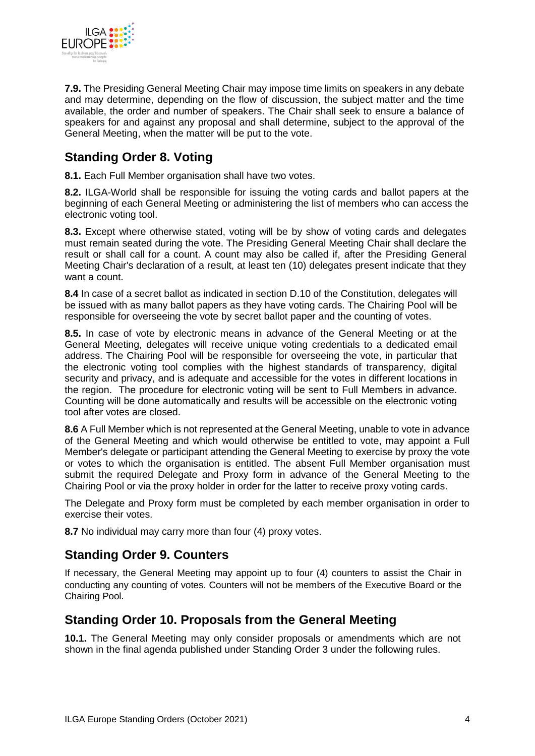**7.9.** The Presiding General Meeting Chair may impose time limits on speakers in any debate and may determine, depending on the flow of discussion, the subject matter and the time available, the order and number of speakers. The Chair shall seek to ensure a balance of speakers for and against any proposal and shall determine, subject to the approval of the General Meeting, when the matter will be put to the vote.

## Standing Order 8. Voting

**8.1.** Each Full Member organisation shall have two votes.

**8.2.** ILGA-World shall be responsible for issuing the voting cards and ballot papers at the beginning of each General Meeting or administering the list of members who can access the electronic voting tool.

**8.3.** Except where otherwise stated, voting will be by show of voting cards and delegates must remain seated during the vote. The Presiding General Meeting Chair shall declare the result or shall call for a count. A count may also be called if, after the Presiding General Meeting Chair's declaration of a result, at least ten (10) delegates present indicate that they want a count.

**8.4** In case of a secret ballot as indicated in section D.10 of the Constitution, delegates will be issued with as many ballot papers as they have voting cards. The Chairing Pool will be responsible for overseeing the vote by secret ballot paper and the counting of votes.

**8.5.** In case of vote by electronic means in advance of the General Meeting or at the General Meeting, delegates will receive unique voting credentials to a dedicated email address. The Chairing Pool will be responsible for overseeing the vote, in particular that the electronic voting tool complies with the highest standards of transparency, digital security and privacy, and is adequate and accessible for the votes in different locations in the region. The procedure for electronic voting will be sent to Full Members in advance. Counting will be done automatically and results will be accessible on the electronic voting tool after votes are closed.

**8.6** A Full Member which is not represented at the General Meeting, unable to vote in advance of the General Meeting and which would otherwise be entitled to vote, may appoint a Full Member's delegate or participant attending the General Meeting to exercise by proxy the vote or votes to which the organisation is entitled. The absent Full Member organisation must submit the required Delegate and Proxy form in advance of the General Meeting to the Chairing Pool or via the proxy holder in order for the latter to receive proxy voting cards.

The Delegate and Proxy form must be completed by each member organisation in order to exercise their votes.

**8.7** No individual may carry more than four (4) proxy votes.

## Standing Order 9. Counters

If necessary, the General Meeting may appoint up to four (4) counters to assist the Chair in conducting any counting of votes. Counters will not be members of the Executive Board or the Chairing Pool.

## Standing Order 10. Proposals from the General Meeting

**10.1.** The General Meeting may only consider proposals or amendments which are not shown in the final agenda published under Standing Order 3 under the following rules.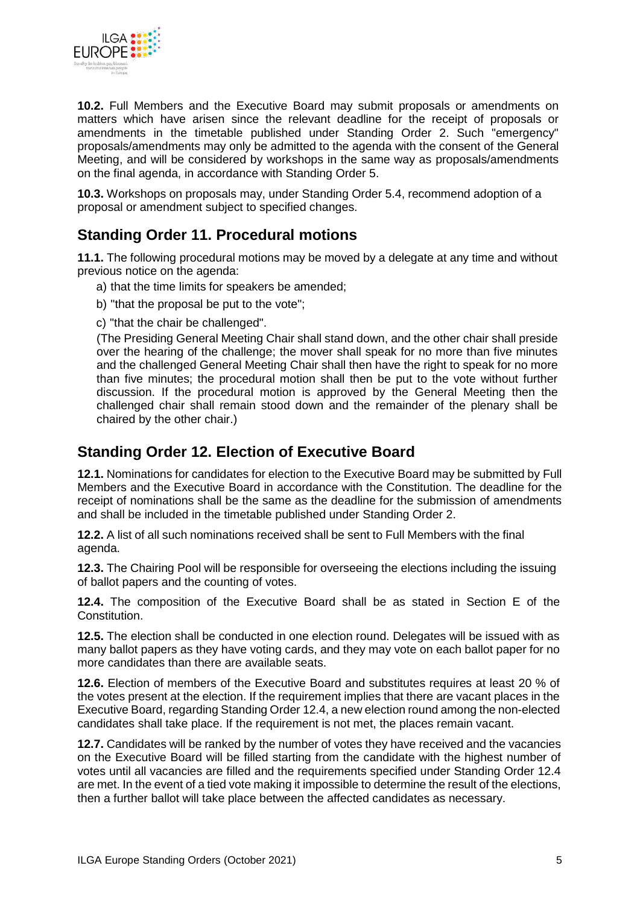**10.2.** Full Members and the Executive Board may submit proposals or amendments on matters which have arisen since the relevant deadline for the receipt of proposals or amendments in the timetable published under Standing Order 2. Such "emergency" proposals/amendments may only be admitted to the agenda with the consent of the General Meeting, and will be considered by workshops in the same way as proposals/amendments on the final agenda, in accordance with Standing Order 5.

**10.3.** Workshops on proposals may, under Standing Order 5.4, recommend adoption of a proposal or amendment subject to specified changes.

## Standing Order 11. Procedural motions

**11.1.** The following procedural motions may be moved by a delegate at any time and without previous notice on the agenda:

a) that the time limits for speakers be amended;

b) "that the proposal be put to the vote";

c) "that the chair be challenged".

(The Presiding General Meeting Chair shall stand down, and the other chair shall preside over the hearing of the challenge; the mover shall speak for no more than five minutes and the challenged General Meeting Chair shall then have the right to speak for no more than five minutes; the procedural motion shall then be put to the vote without further discussion. If the procedural motion is approved by the General Meeting then the challenged chair shall remain stood down and the remainder of the plenary shall be chaired by the other chair.)

## Standing Order 12. Election of Executive Board

**12.1.** Nominations for candidates for election to the Executive Board may be submitted by Full Members and the Executive Board in accordance with the Constitution. The deadline for the receipt of nominations shall be the same as the deadline for the submission of amendments and shall be included in the timetable published under Standing Order 2.

**12.2.** A list of all such nominations received shall be sent to Full Members with the final agenda.

**12.3.** The Chairing Pool will be responsible for overseeing the elections including the issuing of ballot papers and the counting of votes.

**12.4.** The composition of the Executive Board shall be as stated in Section E of the Constitution.

**12.5.** The election shall be conducted in one election round. Delegates will be issued with as many ballot papers as they have voting cards, and they may vote on each ballot paper for no more candidates than there are available seats.

**12.6.** Election of members of the Executive Board and substitutes requires at least 20 % of the votes present at the election. If the requirement implies that there are vacant places in the Executive Board, regarding Standing Order 12.4, a new election round among the non-elected candidates shall take place. If the requirement is not met, the places remain vacant.

**12.7.** Candidates will be ranked by the number of votes they have received and the vacancies on the Executive Board will be filled starting from the candidate with the highest number of votes until all vacancies are filled and the requirements specified under Standing Order 12.4 are met. In the event of a tied vote making it impossible to determine the result of the elections, then a further ballot will take place between the affected candidates as necessary.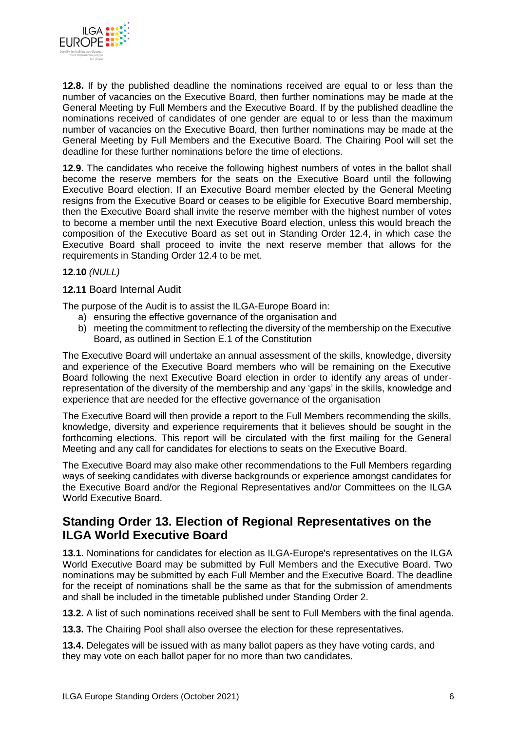**12.8.** If by the published deadline the nominations received are equal to or less than the number of vacancies on the Executive Board, then further nominations may be made at the General Meeting by Full Members and the Executive Board. If by the published deadline the nominations received of candidates of one gender are equal to or less than the maximum number of vacancies on the Executive Board, then further nominations may be made at the General Meeting by Full Members and the Executive Board. The Chairing Pool will set the deadline for these further nominations before the time of elections.

**12.9.** The candidates who receive the following highest numbers of votes in the ballot shall become the reserve members for the seats on the Executive Board until the following Executive Board election. If an Executive Board member elected by the General Meeting resigns from the Executive Board or ceases to be eligible for Executive Board membership, then the Executive Board shall invite the reserve member with the highest number of votes to become a member until the next Executive Board election, unless this would breach the composition of the Executive Board as set out in Standing Order 12.4, in which case the Executive Board shall proceed to invite the next reserve member that allows for the requirements in Standing Order 12.4 to be met.

**12.10** *(NULL)*

**12.11** Board Internal Audit

The purpose of the Audit is to assist the ILGA-Europe Board in:

a) ensuring the effective governance of the organisation and
b) meeting the commitment to reflecting the diversity of the membership on the Executive Board, as outlined in Section E.1 of the Constitution

The Executive Board will undertake an annual assessment of the skills, knowledge, diversity and experience of the Executive Board members who will be remaining on the Executive Board following the next Executive Board election in order to identify any areas of under-representation of the diversity of the membership and any 'gaps' in the skills, knowledge and experience that are needed for the effective governance of the organisation

The Executive Board will then provide a report to the Full Members recommending the skills, knowledge, diversity and experience requirements that it believes should be sought in the forthcoming elections. This report will be circulated with the first mailing for the General Meeting and any call for candidates for elections to seats on the Executive Board.

The Executive Board may also make other recommendations to the Full Members regarding ways of seeking candidates with diverse backgrounds or experience amongst candidates for the Executive Board and/or the Regional Representatives and/or Committees on the ILGA World Executive Board.

## Standing Order 13. Election of Regional Representatives on the ILGA World Executive Board

**13.1.** Nominations for candidates for election as ILGA-Europe's representatives on the ILGA World Executive Board may be submitted by Full Members and the Executive Board. Two nominations may be submitted by each Full Member and the Executive Board. The deadline for the receipt of nominations shall be the same as that for the submission of amendments and shall be included in the timetable published under Standing Order 2.

**13.2.** A list of such nominations received shall be sent to Full Members with the final agenda.

**13.3.** The Chairing Pool shall also oversee the election for these representatives.

**13.4.** Delegates will be issued with as many ballot papers as they have voting cards, and they may vote on each ballot paper for no more than two candidates.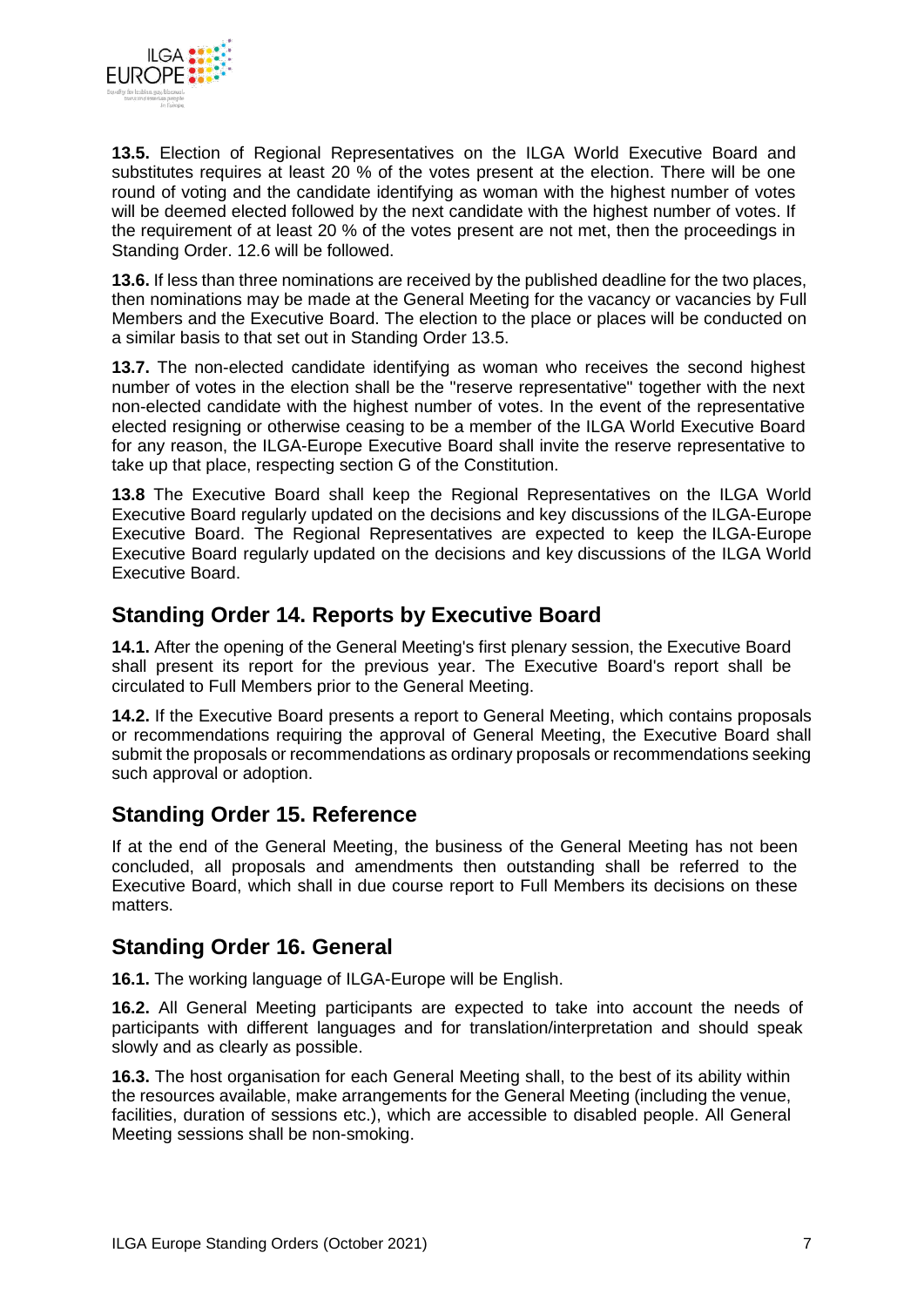**13.5.** Election of Regional Representatives on the ILGA World Executive Board and substitutes requires at least 20 % of the votes present at the election. There will be one round of voting and the candidate identifying as woman with the highest number of votes will be deemed elected followed by the next candidate with the highest number of votes. If the requirement of at least 20 % of the votes present are not met, then the proceedings in Standing Order. 12.6 will be followed.

**13.6.** If less than three nominations are received by the published deadline for the two places, then nominations may be made at the General Meeting for the vacancy or vacancies by Full Members and the Executive Board. The election to the place or places will be conducted on a similar basis to that set out in Standing Order 13.5.

**13.7.** The non-elected candidate identifying as woman who receives the second highest number of votes in the election shall be the "reserve representative" together with the next non-elected candidate with the highest number of votes. In the event of the representative elected resigning or otherwise ceasing to be a member of the ILGA World Executive Board for any reason, the ILGA-Europe Executive Board shall invite the reserve representative to take up that place, respecting section G of the Constitution.

**13.8** The Executive Board shall keep the Regional Representatives on the ILGA World Executive Board regularly updated on the decisions and key discussions of the ILGA-Europe Executive Board. The Regional Representatives are expected to keep the ILGA-Europe Executive Board regularly updated on the decisions and key discussions of the ILGA World Executive Board.

## Standing Order 14. Reports by Executive Board

**14.1.** After the opening of the General Meeting's first plenary session, the Executive Board shall present its report for the previous year. The Executive Board's report shall be circulated to Full Members prior to the General Meeting.

**14.2.** If the Executive Board presents a report to General Meeting, which contains proposals or recommendations requiring the approval of General Meeting, the Executive Board shall submit the proposals or recommendations as ordinary proposals or recommendations seeking such approval or adoption.

## Standing Order 15. Reference

If at the end of the General Meeting, the business of the General Meeting has not been concluded, all proposals and amendments then outstanding shall be referred to the Executive Board, which shall in due course report to Full Members its decisions on these matters.

## Standing Order 16. General

**16.1.** The working language of ILGA-Europe will be English.

**16.2.** All General Meeting participants are expected to take into account the needs of participants with different languages and for translation/interpretation and should speak slowly and as clearly as possible.

**16.3.** The host organisation for each General Meeting shall, to the best of its ability within the resources available, make arrangements for the General Meeting (including the venue, facilities, duration of sessions etc.), which are accessible to disabled people. All General Meeting sessions shall be non-smoking.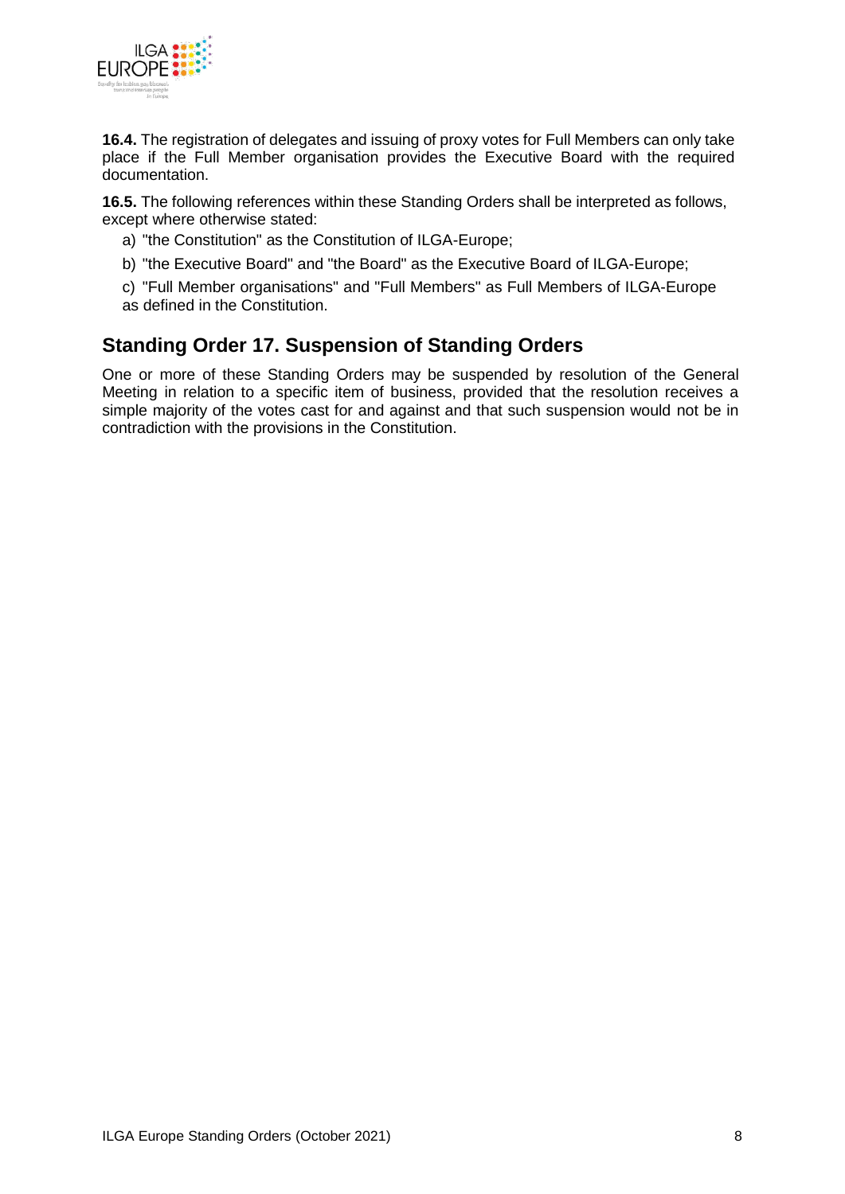**16.4.** The registration of delegates and issuing of proxy votes for Full Members can only take place if the Full Member organisation provides the Executive Board with the required documentation.

**16.5.** The following references within these Standing Orders shall be interpreted as follows, except where otherwise stated:

a) "the Constitution" as the Constitution of ILGA-Europe;

b) "the Executive Board" and "the Board" as the Executive Board of ILGA-Europe;

c) "Full Member organisations" and "Full Members" as Full Members of ILGA-Europe as defined in the Constitution.

## Standing Order 17. Suspension of Standing Orders

One or more of these Standing Orders may be suspended by resolution of the General Meeting in relation to a specific item of business, provided that the resolution receives a simple majority of the votes cast for and against and that such suspension would not be in contradiction with the provisions in the Constitution.